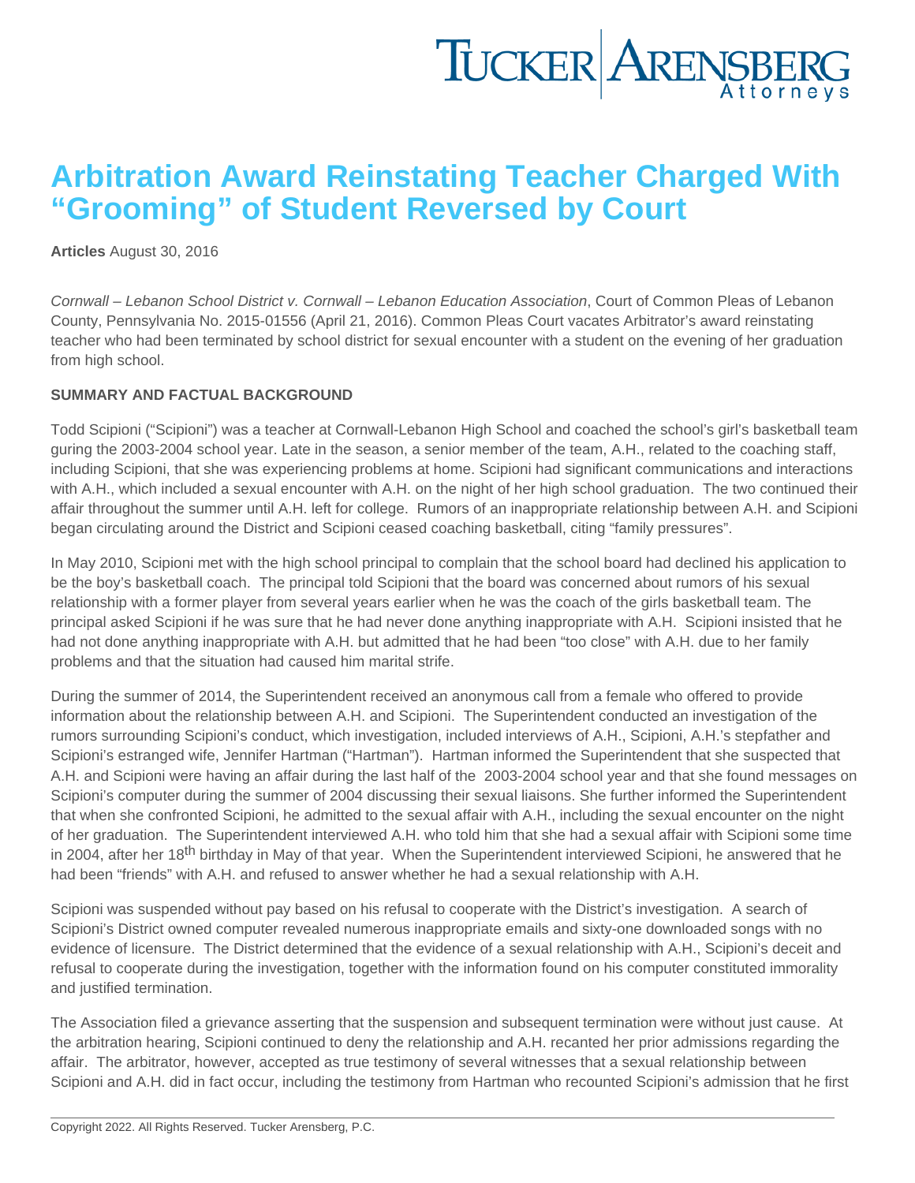# Arbitration Award Reinstating Teacher Charged With "Grooming" of Student Reversed by Court

**Articles** August 30, 2016

*Cornwall – Lebanon School District v. Cornwall – Lebanon Education Association*, Court of Common Pleas of Lebanon County, Pennsylvania No. 2015-01556 (April 21, 2016). Common Pleas Court vacates Arbitrator's award reinstating teacher who had been terminated by school district for sexual encounter with a student on the evening of her graduation from high school.

**SUMMARY AND FACTUAL BACKGROUND**

Todd Scipioni ("Scipioni") was a teacher at Cornwall-Lebanon High School and coached the school's girl's basketball team guring the 2003-2004 school year. Late in the season, a senior member of the team, A.H., related to the coaching staff, including Scipioni, that she was experiencing problems at home. Scipioni had significant communications and interactions with A.H., which included a sexual encounter with A.H. on the night of her high school graduation. The two continued their affair throughout the summer until A.H. left for college. Rumors of an inappropriate relationship between A.H. and Scipioni began circulating around the District and Scipioni ceased coaching basketball, citing "family pressures".

In May 2010, Scipioni met with the high school principal to complain that the school board had declined his application to be the boy's basketball coach. The principal told Scipioni that the board was concerned about rumors of his sexual relationship with a former player from several years earlier when he was the coach of the girls basketball team. The principal asked Scipioni if he was sure that he had never done anything inappropriate with A.H. Scipioni insisted that he had not done anything inappropriate with A.H. but admitted that he had been "too close" with A.H. due to her family problems and that the situation had caused him marital strife.

During the summer of 2014, the Superintendent received an anonymous call from a female who offered to provide information about the relationship between A.H. and Scipioni. The Superintendent conducted an investigation of the rumors surrounding Scipioni's conduct, which investigation, included interviews of A.H., Scipioni, A.H.'s stepfather and Scipioni's estranged wife, Jennifer Hartman ("Hartman"). Hartman informed the Superintendent that she suspected that A.H. and Scipioni were having an affair during the last half of the 2003-2004 school year and that she found messages on Scipioni's computer during the summer of 2004 discussing their sexual liaisons. She further informed the Superintendent that when she confronted Scipioni, he admitted to the sexual affair with A.H., including the sexual encounter on the night of her graduation. The Superintendent interviewed A.H. who told him that she had a sexual affair with Scipioni some time in 2004, after her 18th birthday in May of that year. When the Superintendent interviewed Scipioni, he answered that he had been "friends" with A.H. and refused to answer whether he had a sexual relationship with A.H.

Scipioni was suspended without pay based on his refusal to cooperate with the District's investigation. A search of Scipioni's District owned computer revealed numerous inappropriate emails and sixty-one downloaded songs with no evidence of licensure. The District determined that the evidence of a sexual relationship with A.H., Scipioni's deceit and refusal to cooperate during the investigation, together with the information found on his computer constituted immorality and justified termination.

The Association filed a grievance asserting that the suspension and subsequent termination were without just cause. At the arbitration hearing, Scipioni continued to deny the relationship and A.H. recanted her prior admissions regarding the affair. The arbitrator, however, accepted as true testimony of several witnesses that a sexual relationship between Scipioni and A.H. did in fact occur, including the testimony from Hartman who recounted Scipioni's admission that he first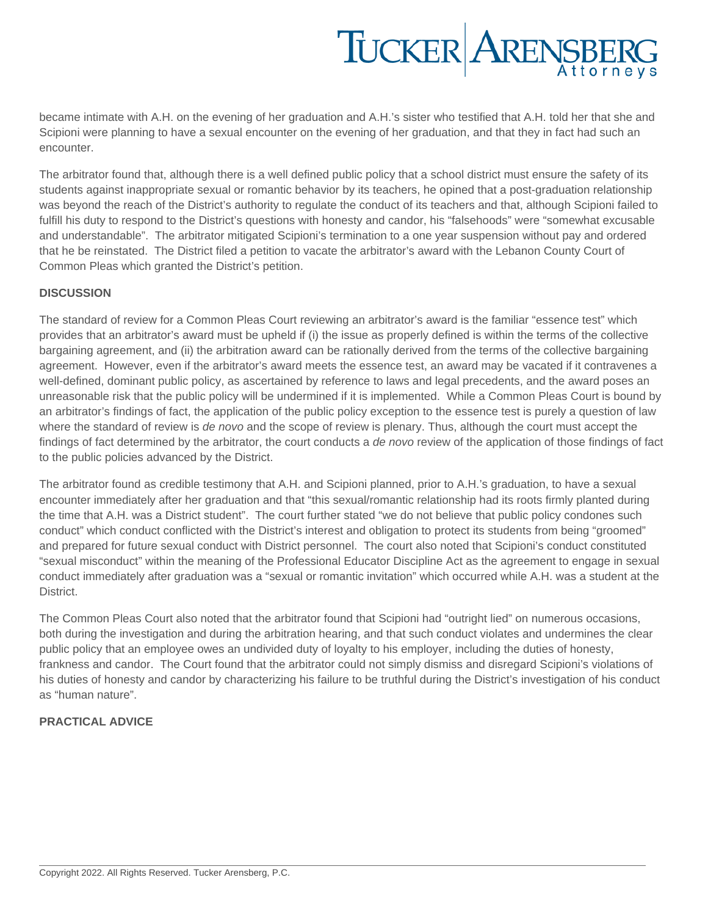became intimate with A.H. on the evening of her graduation and A.H.'s sister who testified that A.H. told her that she and Scipioni were planning to have a sexual encounter on the evening of her graduation, and that they in fact had such an encounter.

The arbitrator found that, although there is a well defined public policy that a school district must ensure the safety of its students against inappropriate sexual or romantic behavior by its teachers, he opined that a post-graduation relationship was beyond the reach of the District's authority to regulate the conduct of its teachers and that, although Scipioni failed to fulfill his duty to respond to the District's questions with honesty and candor, his "falsehoods" were "somewhat excusable and understandable". The arbitrator mitigated Scipioni's termination to a one year suspension without pay and ordered that he be reinstated. The District filed a petition to vacate the arbitrator's award with the Lebanon County Court of Common Pleas which granted the District's petition.

**DISCUSSION**

The standard of review for a Common Pleas Court reviewing an arbitrator's award is the familiar "essence test" which provides that an arbitrator's award must be upheld if (i) the issue as properly defined is within the terms of the collective bargaining agreement, and (ii) the arbitration award can be rationally derived from the terms of the collective bargaining agreement. However, even if the arbitrator's award meets the essence test, an award may be vacated if it contravenes a well-defined, dominant public policy, as ascertained by reference to laws and legal precedents, and the award poses an unreasonable risk that the public policy will be undermined if it is implemented. While a Common Pleas Court is bound by an arbitrator's findings of fact, the application of the public policy exception to the essence test is purely a question of law where the standard of review is *de novo* and the scope of review is plenary. Thus, although the court must accept the findings of fact determined by the arbitrator, the court conducts a *de novo* review of the application of those findings of fact to the public policies advanced by the District.

The arbitrator found as credible testimony that A.H. and Scipioni planned, prior to A.H.'s graduation, to have a sexual encounter immediately after her graduation and that "this sexual/romantic relationship had its roots firmly planted during the time that A.H. was a District student". The court further stated "we do not believe that public policy condones such conduct" which conduct conflicted with the District's interest and obligation to protect its students from being "groomed" and prepared for future sexual conduct with District personnel. The court also noted that Scipioni's conduct constituted "sexual misconduct" within the meaning of the Professional Educator Discipline Act as the agreement to engage in sexual conduct immediately after graduation was a "sexual or romantic invitation" which occurred while A.H. was a student at the District.

The Common Pleas Court also noted that the arbitrator found that Scipioni had "outright lied" on numerous occasions, both during the investigation and during the arbitration hearing, and that such conduct violates and undermines the clear public policy that an employee owes an undivided duty of loyalty to his employer, including the duties of honesty, frankness and candor. The Court found that the arbitrator could not simply dismiss and disregard Scipioni's violations of his duties of honesty and candor by characterizing his failure to be truthful during the District's investigation of his conduct as "human nature".

**PRACTICAL ADVICE**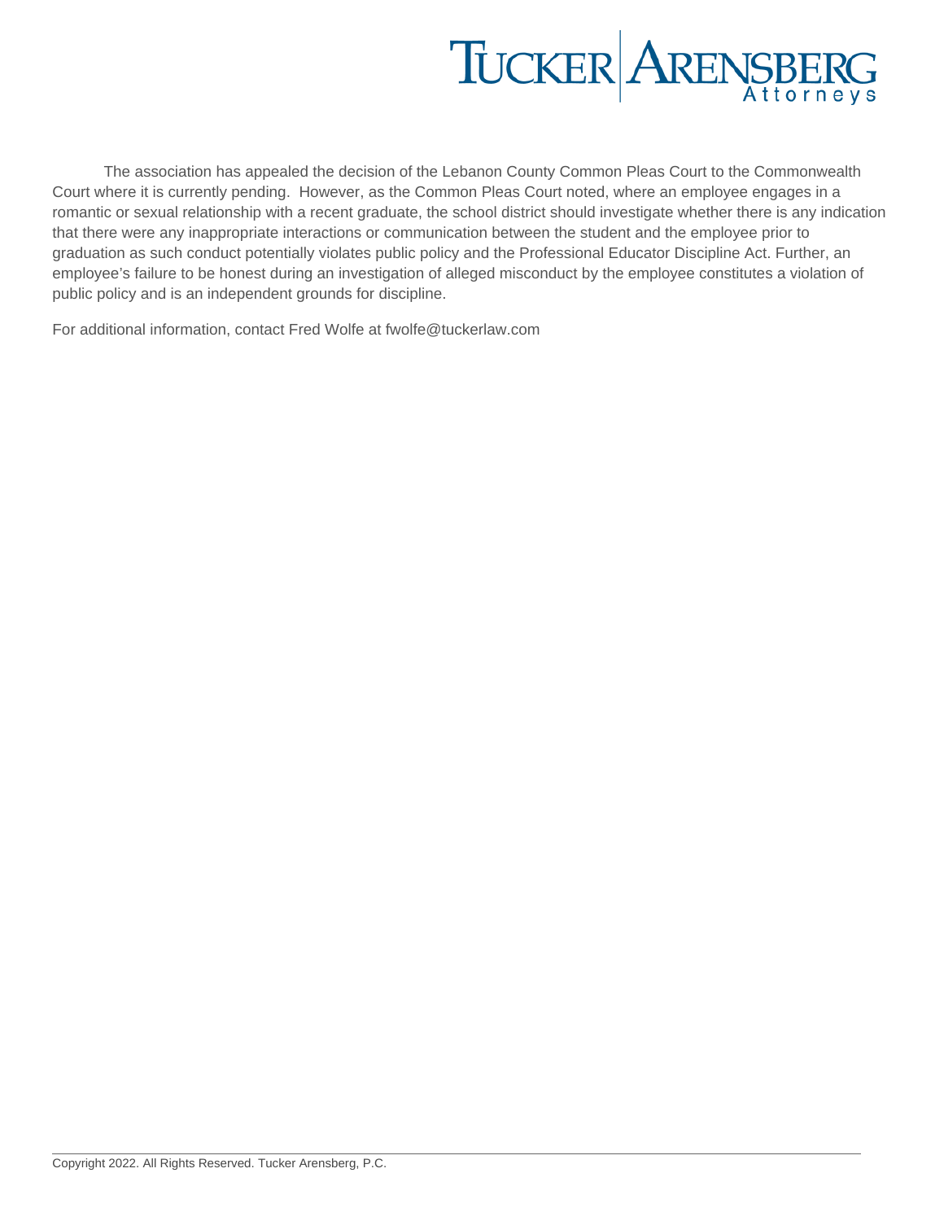The association has appealed the decision of the Lebanon County Common Pleas Court to the Commonwealth Court where it is currently pending. However, as the Common Pleas Court noted, where an employee engages in a romantic or sexual relationship with a recent graduate, the school district should investigate whether there is any indication that there were any inappropriate interactions or communication between the student and the employee prior to graduation as such conduct potentially violates public policy and the Professional Educator Discipline Act. Further, an employee's failure to be honest during an investigation of alleged misconduct by the employee constitutes a violation of public policy and is an independent grounds for discipline.

For additional information, contact Fred Wolfe at fwolfe@tuckerlaw.com